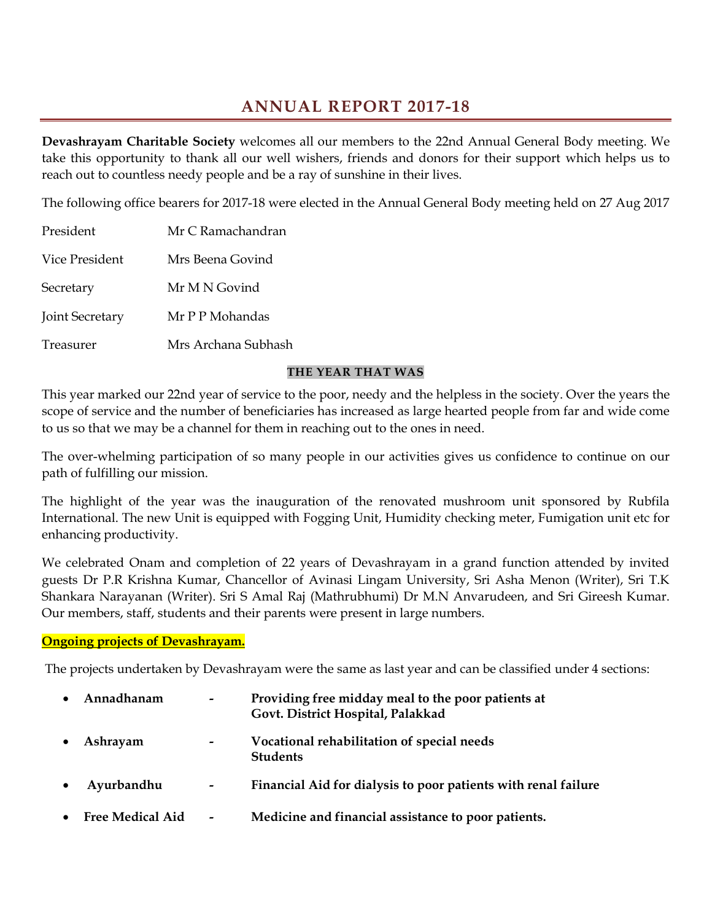# ANNUAL REPORT 2017-18

**Devashrayam Charitable Society** welcomes all our members to the 22nd Annual General Body meeting. We take this opportunity to thank all our well wishers, friends and donors for their support which helps us to reach out to countless needy people and be a ray of sunshine in their lives.

The following office bearers for 2017-18 were elected in the Annual General Body meeting held on 27 Aug 2017

| | |
|---|---|
| President | Mr C Ramachandran |
| Vice President | Mrs Beena Govind |
| Secretary | Mr M N Govind |
| Joint Secretary | Mr P P Mohandas |
| Treasurer | Mrs Archana Subhash |

### THE YEAR THAT WAS

This year marked our 22nd year of service to the poor, needy and the helpless in the society. Over the years the scope of service and the number of beneficiaries has increased as large hearted people from far and wide come to us so that we may be a channel for them in reaching out to the ones in need.

The over-whelming participation of so many people in our activities gives us confidence to continue on our path of fulfilling our mission.

The highlight of the year was the inauguration of the renovated mushroom unit sponsored by Rubfila International. The new Unit is equipped with Fogging Unit, Humidity checking meter, Fumigation unit etc for enhancing productivity.

We celebrated Onam and completion of 22 years of Devashrayam in a grand function attended by invited guests Dr P.R Krishna Kumar, Chancellor of Avinasi Lingam University, Sri Asha Menon (Writer), Sri T.K Shankara Narayanan (Writer). Sri S Amal Raj (Mathrubhumi) Dr M.N Anvarudeen, and Sri Gireesh Kumar. Our members, staff, students and their parents were present in large numbers.

**Ongoing projects of Devashrayam.**

The projects undertaken by Devashrayam were the same as last year and can be classified under 4 sections:

- **Annadhanam** - **Providing free midday meal to the poor patients at Govt. District Hospital, Palakkad**
- **Ashrayam** - **Vocational rehabilitation of special needs Students**
- **Ayurbandhu** - **Financial Aid for dialysis to poor patients with renal failure**
- **Free Medical Aid** - **Medicine and financial assistance to poor patients.**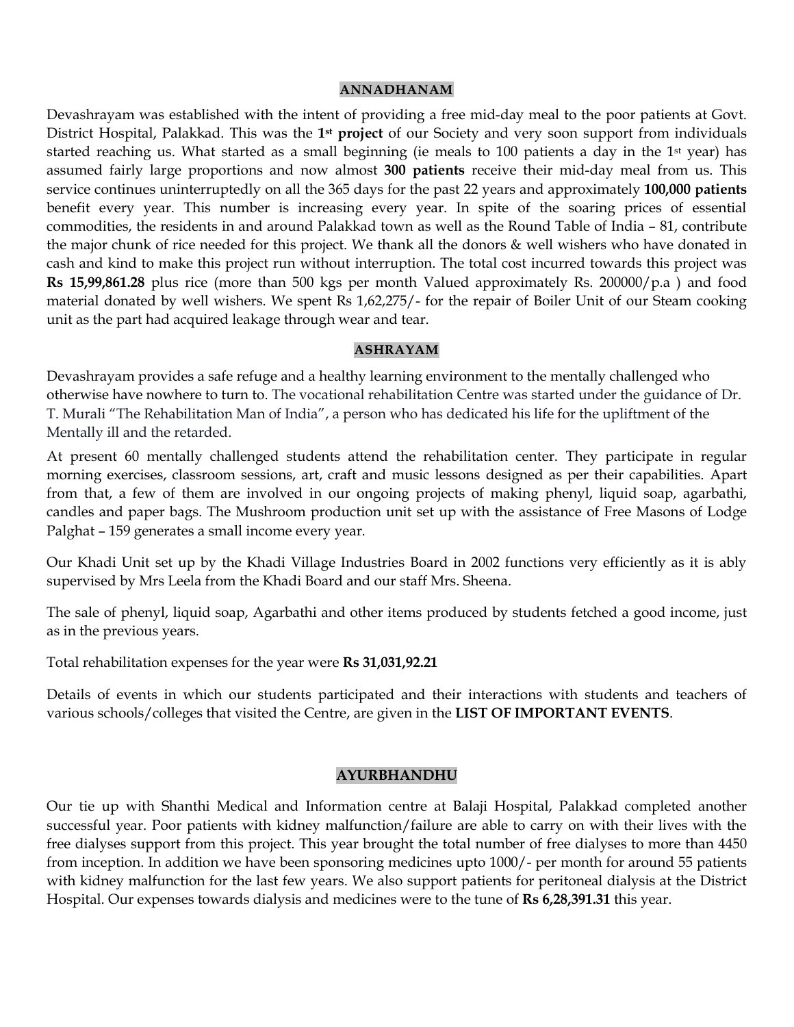## ANNADHANAM

Devashrayam was established with the intent of providing a free mid-day meal to the poor patients at Govt. District Hospital, Palakkad. This was the **1st project** of our Society and very soon support from individuals started reaching us. What started as a small beginning (ie meals to 100 patients a day in the 1st year) has assumed fairly large proportions and now almost **300 patients** receive their mid-day meal from us. This service continues uninterruptedly on all the 365 days for the past 22 years and approximately **100,000 patients** benefit every year. This number is increasing every year. In spite of the soaring prices of essential commodities, the residents in and around Palakkad town as well as the Round Table of India – 81, contribute the major chunk of rice needed for this project. We thank all the donors & well wishers who have donated in cash and kind to make this project run without interruption. The total cost incurred towards this project was **Rs 15,99,861.28** plus rice (more than 500 kgs per month Valued approximately Rs. 200000/p.a ) and food material donated by well wishers. We spent Rs 1,62,275/- for the repair of Boiler Unit of our Steam cooking unit as the part had acquired leakage through wear and tear.

## ASHRAYAM

Devashrayam provides a safe refuge and a healthy learning environment to the mentally challenged who otherwise have nowhere to turn to. The vocational rehabilitation Centre was started under the guidance of Dr. T. Murali "The Rehabilitation Man of India", a person who has dedicated his life for the upliftment of the Mentally ill and the retarded.

At present 60 mentally challenged students attend the rehabilitation center. They participate in regular morning exercises, classroom sessions, art, craft and music lessons designed as per their capabilities. Apart from that, a few of them are involved in our ongoing projects of making phenyl, liquid soap, agarbathi, candles and paper bags. The Mushroom production unit set up with the assistance of Free Masons of Lodge Palghat – 159 generates a small income every year.

Our Khadi Unit set up by the Khadi Village Industries Board in 2002 functions very efficiently as it is ably supervised by Mrs Leela from the Khadi Board and our staff Mrs. Sheena.

The sale of phenyl, liquid soap, Agarbathi and other items produced by students fetched a good income, just as in the previous years.

Total rehabilitation expenses for the year were **Rs 31,031,92.21**

Details of events in which our students participated and their interactions with students and teachers of various schools/colleges that visited the Centre, are given in the **LIST OF IMPORTANT EVENTS**.

## AYURBHANDHU

Our tie up with Shanthi Medical and Information centre at Balaji Hospital, Palakkad completed another successful year. Poor patients with kidney malfunction/failure are able to carry on with their lives with the free dialyses support from this project. This year brought the total number of free dialyses to more than 4450 from inception. In addition we have been sponsoring medicines upto 1000/- per month for around 55 patients with kidney malfunction for the last few years. We also support patients for peritoneal dialysis at the District Hospital. Our expenses towards dialysis and medicines were to the tune of **Rs 6,28,391.31** this year.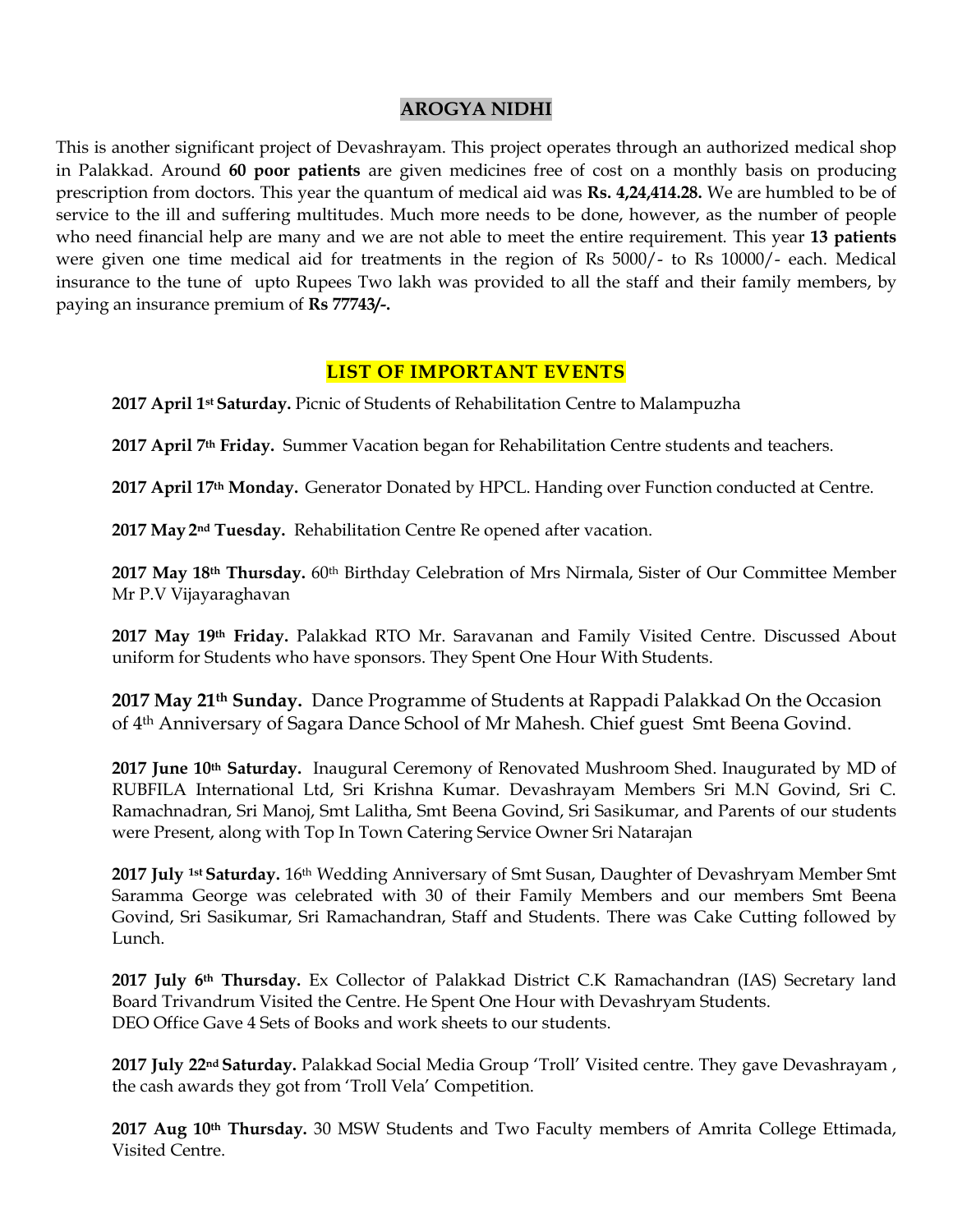## AROGYA NIDHI

This is another significant project of Devashrayam. This project operates through an authorized medical shop in Palakkad. Around **60 poor patients** are given medicines free of cost on a monthly basis on producing prescription from doctors. This year the quantum of medical aid was **Rs. 4,24,414.28.** We are humbled to be of service to the ill and suffering multitudes. Much more needs to be done, however, as the number of people who need financial help are many and we are not able to meet the entire requirement. This year **13 patients** were given one time medical aid for treatments in the region of Rs 5000/- to Rs 10000/- each. Medical insurance to the tune of upto Rupees Two lakh was provided to all the staff and their family members, by paying an insurance premium of **Rs 77743/-.**

## LIST OF IMPORTANT EVENTS

**2017 April 1st Saturday.** Picnic of Students of Rehabilitation Centre to Malampuzha

**2017 April 7th Friday.** Summer Vacation began for Rehabilitation Centre students and teachers.

**2017 April 17th Monday.** Generator Donated by HPCL. Handing over Function conducted at Centre.

**2017 May 2nd Tuesday.** Rehabilitation Centre Re opened after vacation.

**2017 May 18th Thursday.** 60th Birthday Celebration of Mrs Nirmala, Sister of Our Committee Member Mr P.V Vijayaraghavan

**2017 May 19th Friday.** Palakkad RTO Mr. Saravanan and Family Visited Centre. Discussed About uniform for Students who have sponsors. They Spent One Hour With Students.

**2017 May 21th Sunday.** Dance Programme of Students at Rappadi Palakkad On the Occasion of 4th Anniversary of Sagara Dance School of Mr Mahesh. Chief guest Smt Beena Govind.

**2017 June 10th Saturday.** Inaugural Ceremony of Renovated Mushroom Shed. Inaugurated by MD of RUBFILA International Ltd, Sri Krishna Kumar. Devashrayam Members Sri M.N Govind, Sri C. Ramachnadran, Sri Manoj, Smt Lalitha, Smt Beena Govind, Sri Sasikumar, and Parents of our students were Present, along with Top In Town Catering Service Owner Sri Natarajan

**2017 July 1st Saturday.** 16th Wedding Anniversary of Smt Susan, Daughter of Devashryam Member Smt Saramma George was celebrated with 30 of their Family Members and our members Smt Beena Govind, Sri Sasikumar, Sri Ramachandran, Staff and Students. There was Cake Cutting followed by Lunch.

**2017 July 6th Thursday.** Ex Collector of Palakkad District C.K Ramachandran (IAS) Secretary land Board Trivandrum Visited the Centre. He Spent One Hour with Devashryam Students.
DEO Office Gave 4 Sets of Books and work sheets to our students.

**2017 July 22nd Saturday.** Palakkad Social Media Group 'Troll' Visited centre. They gave Devashrayam , the cash awards they got from 'Troll Vela' Competition.

**2017 Aug 10th Thursday.** 30 MSW Students and Two Faculty members of Amrita College Ettimada, Visited Centre.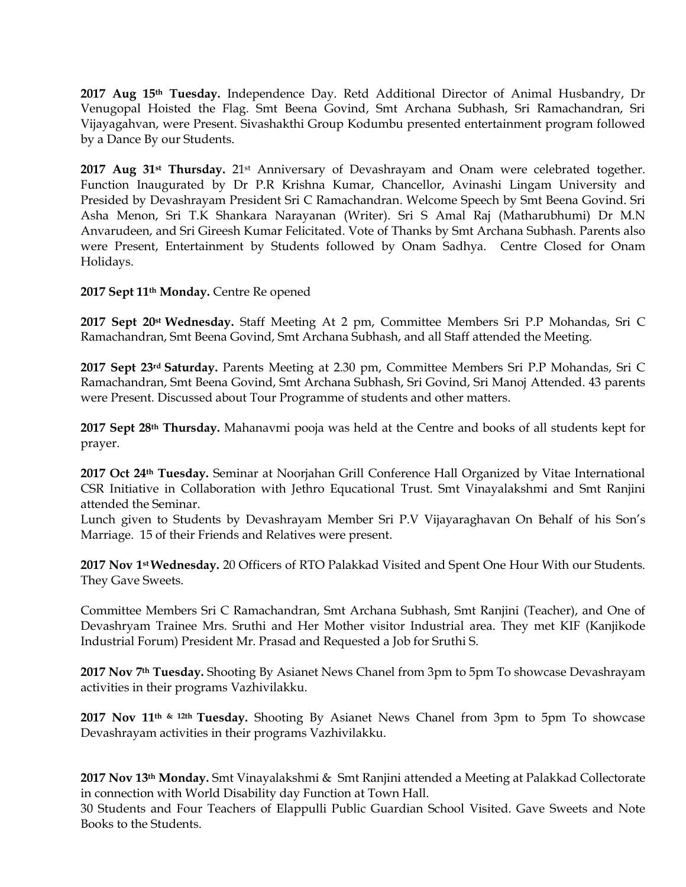**2017 Aug 15th Tuesday.** Independence Day. Retd Additional Director of Animal Husbandry, Dr Venugopal Hoisted the Flag. Smt Beena Govind, Smt Archana Subhash, Sri Ramachandran, Sri Vijayagahvan, were Present. Sivashakthi Group Kodumbu presented entertainment program followed by a Dance By our Students.

**2017 Aug 31st Thursday.** 21st Anniversary of Devashrayam and Onam were celebrated together. Function Inaugurated by Dr P.R Krishna Kumar, Chancellor, Avinashi Lingam University and Presided by Devashrayam President Sri C Ramachandran. Welcome Speech by Smt Beena Govind. Sri Asha Menon, Sri T.K Shankara Narayanan (Writer). Sri S Amal Raj (Matharubhumi) Dr M.N Anvarudeen, and Sri Gireesh Kumar Felicitated. Vote of Thanks by Smt Archana Subhash. Parents also were Present, Entertainment by Students followed by Onam Sadhya. Centre Closed for Onam Holidays.

**2017 Sept 11th Monday.** Centre Re opened

**2017 Sept 20st Wednesday.** Staff Meeting At 2 pm, Committee Members Sri P.P Mohandas, Sri C Ramachandran, Smt Beena Govind, Smt Archana Subhash, and all Staff attended the Meeting.

**2017 Sept 23rd Saturday.** Parents Meeting at 2.30 pm, Committee Members Sri P.P Mohandas, Sri C Ramachandran, Smt Beena Govind, Smt Archana Subhash, Sri Govind, Sri Manoj Attended. 43 parents were Present. Discussed about Tour Programme of students and other matters.

**2017 Sept 28th Thursday.** Mahanavmi pooja was held at the Centre and books of all students kept for prayer.

**2017 Oct 24th Tuesday.** Seminar at Noorjahan Grill Conference Hall Organized by Vitae International CSR Initiative in Collaboration with Jethro Equcational Trust. Smt Vinayalakshmi and Smt Ranjini attended the Seminar.
Lunch given to Students by Devashrayam Member Sri P.V Vijayaraghavan On Behalf of his Son's Marriage. 15 of their Friends and Relatives were present.

**2017 Nov 1st Wednesday.** 20 Officers of RTO Palakkad Visited and Spent One Hour With our Students. They Gave Sweets.

Committee Members Sri C Ramachandran, Smt Archana Subhash, Smt Ranjini (Teacher), and One of Devashryam Trainee Mrs. Sruthi and Her Mother visitor Industrial area. They met KIF (Kanjikode Industrial Forum) President Mr. Prasad and Requested a Job for Sruthi S.

**2017 Nov 7th Tuesday.** Shooting By Asianet News Chanel from 3pm to 5pm To showcase Devashrayam activities in their programs Vazhivilakku.

**2017 Nov 11th & 12th Tuesday.** Shooting By Asianet News Chanel from 3pm to 5pm To showcase Devashrayam activities in their programs Vazhivilakku.

**2017 Nov 13th Monday.** Smt Vinayalakshmi & Smt Ranjini attended a Meeting at Palakkad Collectorate in connection with World Disability day Function at Town Hall.
30 Students and Four Teachers of Elappulli Public Guardian School Visited. Gave Sweets and Note Books to the Students.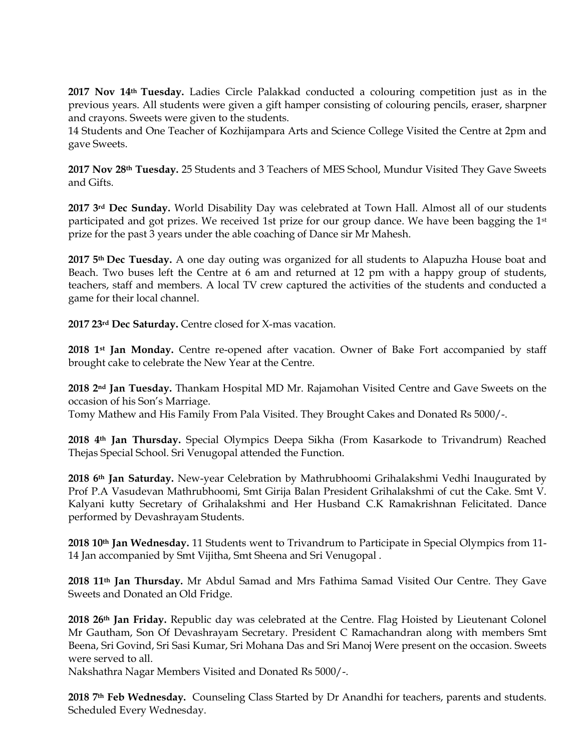**2017 Nov 14th Tuesday.** Ladies Circle Palakkad conducted a colouring competition just as in the previous years. All students were given a gift hamper consisting of colouring pencils, eraser, sharpner and crayons. Sweets were given to the students.
14 Students and One Teacher of Kozhijampara Arts and Science College Visited the Centre at 2pm and gave Sweets.

**2017 Nov 28th Tuesday.** 25 Students and 3 Teachers of MES School, Mundur Visited They Gave Sweets and Gifts.

**2017 3rd Dec Sunday.** World Disability Day was celebrated at Town Hall. Almost all of our students participated and got prizes. We received 1st prize for our group dance. We have been bagging the 1st prize for the past 3 years under the able coaching of Dance sir Mr Mahesh.

**2017 5th Dec Tuesday.** A one day outing was organized for all students to Alapuzha House boat and Beach. Two buses left the Centre at 6 am and returned at 12 pm with a happy group of students, teachers, staff and members. A local TV crew captured the activities of the students and conducted a game for their local channel.

**2017 23rd Dec Saturday.** Centre closed for X-mas vacation.

**2018 1st Jan Monday.** Centre re-opened after vacation. Owner of Bake Fort accompanied by staff brought cake to celebrate the New Year at the Centre.

**2018 2nd Jan Tuesday.** Thankam Hospital MD Mr. Rajamohan Visited Centre and Gave Sweets on the occasion of his Son's Marriage.
Tomy Mathew and His Family From Pala Visited. They Brought Cakes and Donated Rs 5000/-.

**2018 4th Jan Thursday.** Special Olympics Deepa Sikha (From Kasarkode to Trivandrum) Reached Thejas Special School. Sri Venugopal attended the Function.

**2018 6th Jan Saturday.** New-year Celebration by Mathrubhoomi Grihalakshmi Vedhi Inaugurated by Prof P.A Vasudevan Mathrubhoomi, Smt Girija Balan President Grihalakshmi of cut the Cake. Smt V. Kalyani kutty Secretary of Grihalakshmi and Her Husband C.K Ramakrishnan Felicitated. Dance performed by Devashrayam Students.

**2018 10th Jan Wednesday.** 11 Students went to Trivandrum to Participate in Special Olympics from 11-14 Jan accompanied by Smt Vijitha, Smt Sheena and Sri Venugopal .

**2018 11th Jan Thursday.** Mr Abdul Samad and Mrs Fathima Samad Visited Our Centre. They Gave Sweets and Donated an Old Fridge.

**2018 26th Jan Friday.** Republic day was celebrated at the Centre. Flag Hoisted by Lieutenant Colonel Mr Gautham, Son Of Devashrayam Secretary. President C Ramachandran along with members Smt Beena, Sri Govind, Sri Sasi Kumar, Sri Mohana Das and Sri Manoj Were present on the occasion. Sweets were served to all.
Nakshathra Nagar Members Visited and Donated Rs 5000/-.

**2018 7th Feb Wednesday.** Counseling Class Started by Dr Anandhi for teachers, parents and students. Scheduled Every Wednesday.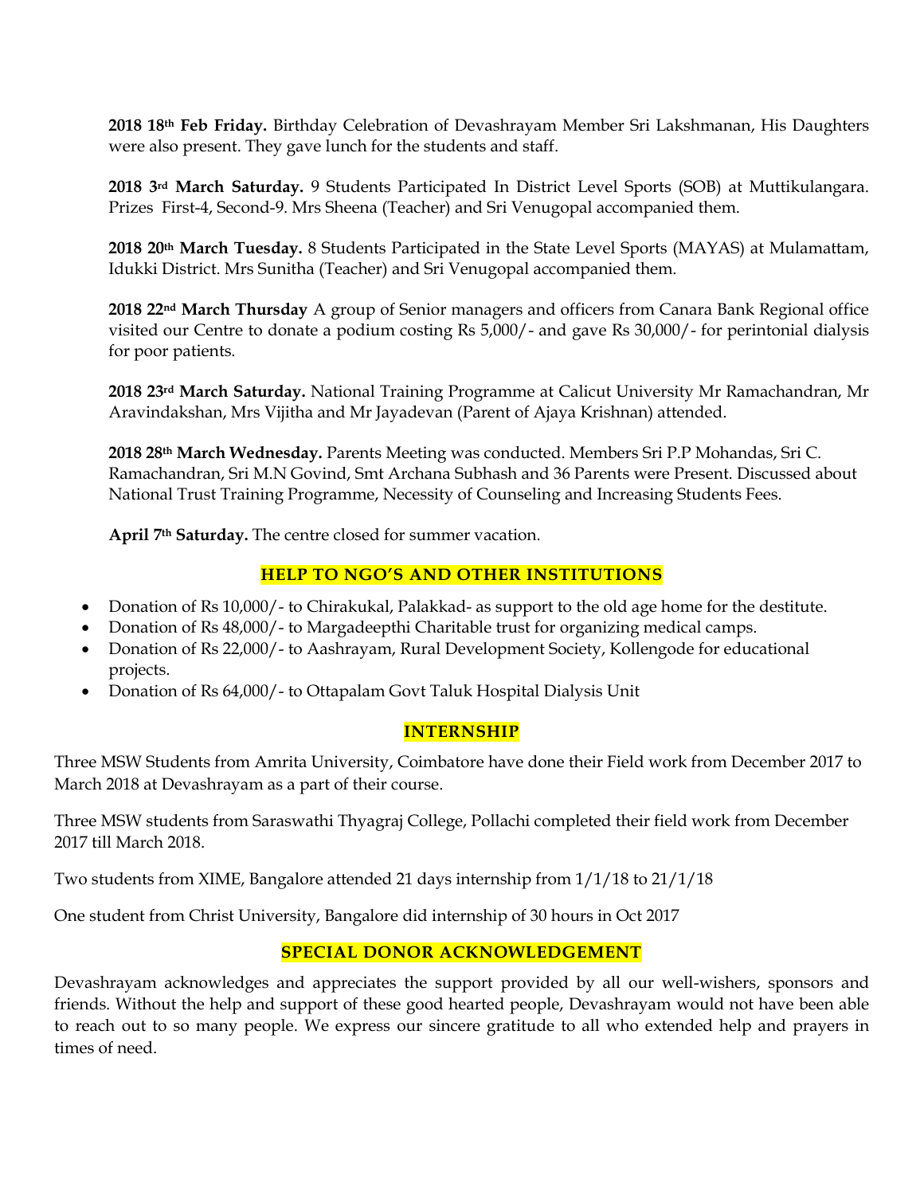**2018 18th Feb Friday.** Birthday Celebration of Devashrayam Member Sri Lakshmanan, His Daughters were also present. They gave lunch for the students and staff.

**2018 3rd March Saturday.** 9 Students Participated In District Level Sports (SOB) at Muttikulangara. Prizes First-4, Second-9. Mrs Sheena (Teacher) and Sri Venugopal accompanied them.

**2018 20th March Tuesday.** 8 Students Participated in the State Level Sports (MAYAS) at Mulamattam, Idukki District. Mrs Sunitha (Teacher) and Sri Venugopal accompanied them.

**2018 22nd March Thursday** A group of Senior managers and officers from Canara Bank Regional office visited our Centre to donate a podium costing Rs 5,000/- and gave Rs 30,000/- for perintonial dialysis for poor patients.

**2018 23rd March Saturday.** National Training Programme at Calicut University Mr Ramachandran, Mr Aravindakshan, Mrs Vijitha and Mr Jayadevan (Parent of Ajaya Krishnan) attended.

**2018 28th March Wednesday.** Parents Meeting was conducted. Members Sri P.P Mohandas, Sri C. Ramachandran, Sri M.N Govind, Smt Archana Subhash and 36 Parents were Present. Discussed about National Trust Training Programme, Necessity of Counseling and Increasing Students Fees.

**April 7th Saturday.** The centre closed for summer vacation.

## HELP TO NGO'S AND OTHER INSTITUTIONS

- Donation of Rs 10,000/- to Chirakukal, Palakkad- as support to the old age home for the destitute.
- Donation of Rs 48,000/- to Margadeepthi Charitable trust for organizing medical camps.
- Donation of Rs 22,000/- to Aashrayam, Rural Development Society, Kollengode for educational projects.
- Donation of Rs 64,000/- to Ottapalam Govt Taluk Hospital Dialysis Unit

## INTERNSHIP

Three MSW Students from Amrita University, Coimbatore have done their Field work from December 2017 to March 2018 at Devashrayam as a part of their course.

Three MSW students from Saraswathi Thyagraj College, Pollachi completed their field work from December 2017 till March 2018.

Two students from XIME, Bangalore attended 21 days internship from 1/1/18 to 21/1/18

One student from Christ University, Bangalore did internship of 30 hours in Oct 2017

## SPECIAL DONOR ACKNOWLEDGEMENT

Devashrayam acknowledges and appreciates the support provided by all our well-wishers, sponsors and friends. Without the help and support of these good hearted people, Devashrayam would not have been able to reach out to so many people. We express our sincere gratitude to all who extended help and prayers in times of need.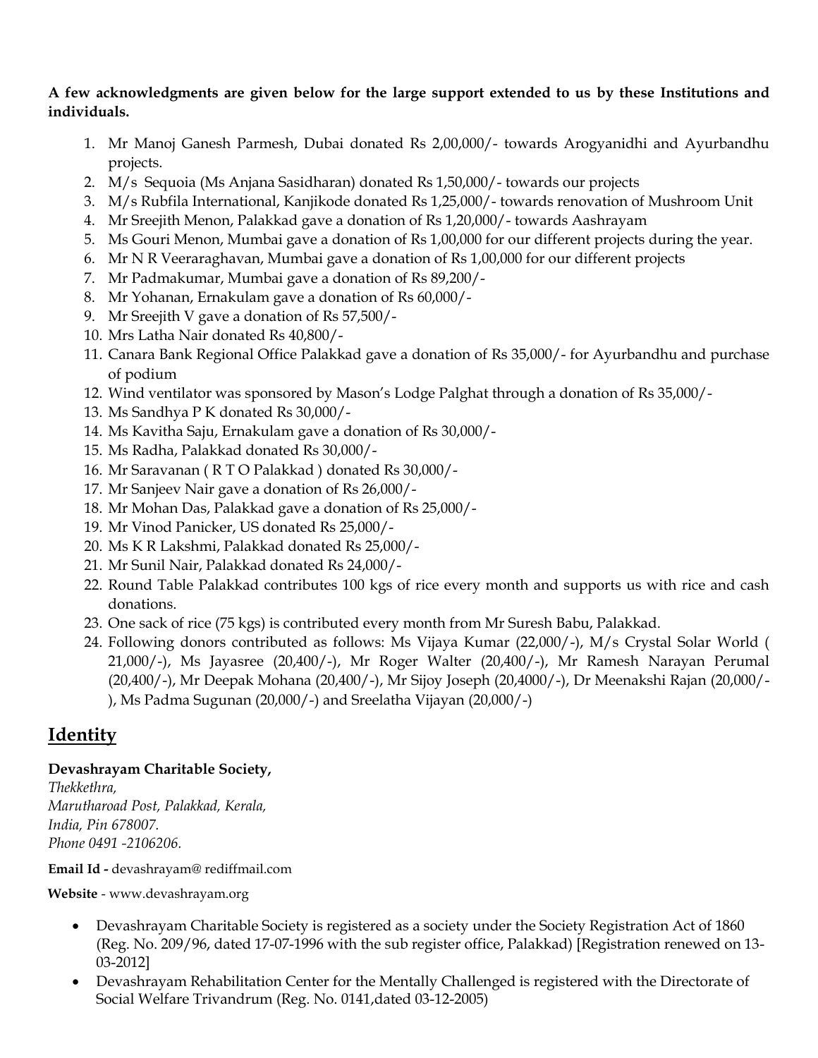**A few acknowledgments are given below for the large support extended to us by these Institutions and individuals.**

1. Mr Manoj Ganesh Parmesh, Dubai donated Rs 2,00,000/- towards Arogyanidhi and Ayurbandhu projects.
2. M/s Sequoia (Ms Anjana Sasidharan) donated Rs 1,50,000/- towards our projects
3. M/s Rubfila International, Kanjikode donated Rs 1,25,000/- towards renovation of Mushroom Unit
4. Mr Sreejith Menon, Palakkad gave a donation of Rs 1,20,000/- towards Aashrayam
5. Ms Gouri Menon, Mumbai gave a donation of Rs 1,00,000 for our different projects during the year.
6. Mr N R Veeraraghavan, Mumbai gave a donation of Rs 1,00,000 for our different projects
7. Mr Padmakumar, Mumbai gave a donation of Rs 89,200/-
8. Mr Yohanan, Ernakulam gave a donation of Rs 60,000/-
9. Mr Sreejith V gave a donation of Rs 57,500/-
10. Mrs Latha Nair donated Rs 40,800/-
11. Canara Bank Regional Office Palakkad gave a donation of Rs 35,000/- for Ayurbandhu and purchase of podium
12. Wind ventilator was sponsored by Mason's Lodge Palghat through a donation of Rs 35,000/-
13. Ms Sandhya P K donated Rs 30,000/-
14. Ms Kavitha Saju, Ernakulam gave a donation of Rs 30,000/-
15. Ms Radha, Palakkad donated Rs 30,000/-
16. Mr Saravanan ( R T O Palakkad ) donated Rs 30,000/-
17. Mr Sanjeev Nair gave a donation of Rs 26,000/-
18. Mr Mohan Das, Palakkad gave a donation of Rs 25,000/-
19. Mr Vinod Panicker, US donated Rs 25,000/-
20. Ms K R Lakshmi, Palakkad donated Rs 25,000/-
21. Mr Sunil Nair, Palakkad donated Rs 24,000/-
22. Round Table Palakkad contributes 100 kgs of rice every month and supports us with rice and cash donations.
23. One sack of rice (75 kgs) is contributed every month from Mr Suresh Babu, Palakkad.
24. Following donors contributed as follows: Ms Vijaya Kumar (22,000/-), M/s Crystal Solar World ( 21,000/-), Ms Jayasree (20,400/-), Mr Roger Walter (20,400/-), Mr Ramesh Narayan Perumal (20,400/-), Mr Deepak Mohana (20,400/-), Mr Sijoy Joseph (20,4000/-), Dr Meenakshi Rajan (20,000/-), Ms Padma Sugunan (20,000/-) and Sreelatha Vijayan (20,000/-)

## Identity

**Devashrayam Charitable Society,**
*Thekkethra,*
*Marutharoad Post, Palakkad, Kerala,*
*India, Pin 678007.*
*Phone 0491 -2106206.*

**Email Id -** devashrayam@ rediffmail.com

**Website** - www.devashrayam.org

- Devashrayam Charitable Society is registered as a society under the Society Registration Act of 1860 (Reg. No. 209/96, dated 17-07-1996 with the sub register office, Palakkad) [Registration renewed on 13-03-2012]
- Devashrayam Rehabilitation Center for the Mentally Challenged is registered with the Directorate of Social Welfare Trivandrum (Reg. No. 0141,dated 03-12-2005)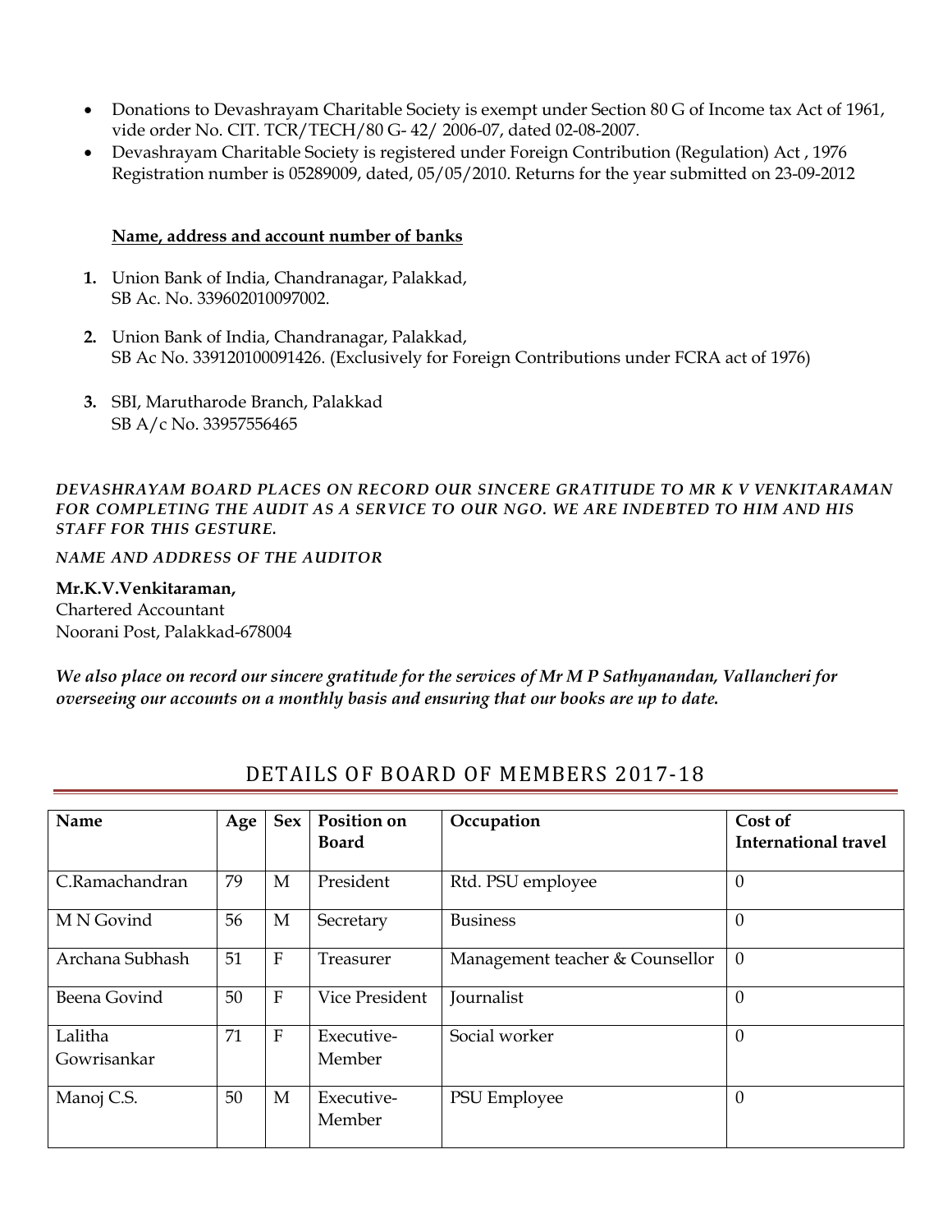- Donations to Devashrayam Charitable Society is exempt under Section 80 G of Income tax Act of 1961, vide order No. CIT. TCR/TECH/80 G- 42/ 2006-07, dated 02-08-2007.
- Devashrayam Charitable Society is registered under Foreign Contribution (Regulation) Act , 1976 Registration number is 05289009, dated, 05/05/2010. Returns for the year submitted on 23-09-2012

**Name, address and account number of banks**

1. Union Bank of India, Chandranagar, Palakkad,
   SB Ac. No. 339602010097002.

2. Union Bank of India, Chandranagar, Palakkad,
   SB Ac No. 339120100091426. (Exclusively for Foreign Contributions under FCRA act of 1976)

3. SBI, Marutharode Branch, Palakkad
   SB A/c No. 33957556465

***DEVASHRAYAM BOARD PLACES ON RECORD OUR SINCERE GRATITUDE TO MR K V VENKITARAMAN FOR COMPLETING THE AUDIT AS A SERVICE TO OUR NGO. WE ARE INDEBTED TO HIM AND HIS STAFF FOR THIS GESTURE.***

*NAME AND ADDRESS OF THE AUDITOR*

**Mr.K.V.Venkitaraman,**
Chartered Accountant
Noorani Post, Palakkad-678004

***We also place on record our sincere gratitude for the services of Mr M P Sathyanandan, Vallancheri for overseeing our accounts on a monthly basis and ensuring that our books are up to date.***

## DETAILS OF BOARD OF MEMBERS 2017-18

| Name | Age | Sex | Position on Board | Occupation | Cost of International travel |
|---|---|---|---|---|---|
| C.Ramachandran | 79 | M | President | Rtd. PSU employee | 0 |
| M N Govind | 56 | M | Secretary | Business | 0 |
| Archana Subhash | 51 | F | Treasurer | Management teacher & Counsellor | 0 |
| Beena Govind | 50 | F | Vice President | Journalist | 0 |
| Lalitha Gowrisankar | 71 | F | Executive-Member | Social worker | 0 |
| Manoj C.S. | 50 | M | Executive-Member | PSU Employee | 0 |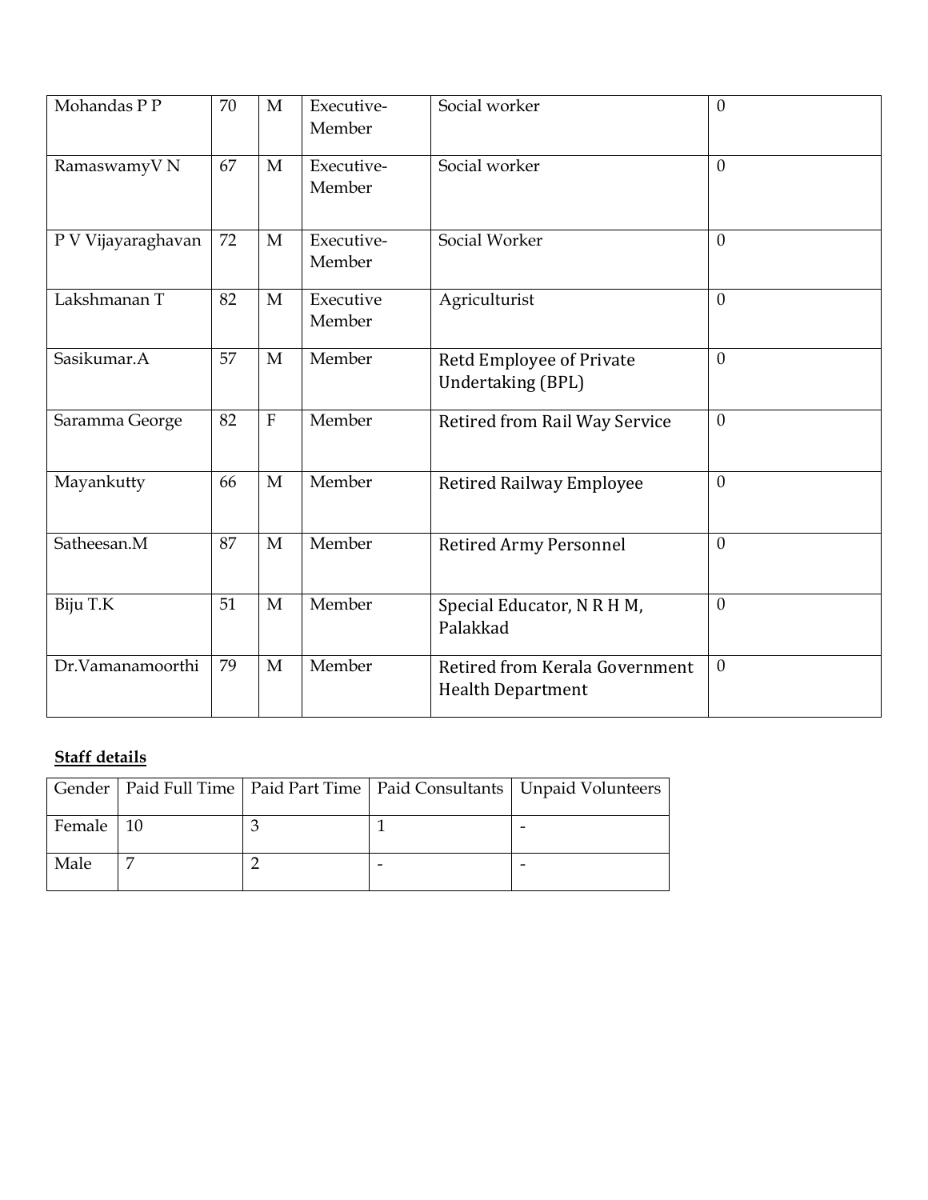| | | | | | |
|---|---|---|---|---|---|
| Mohandas P P | 70 | M | Executive-Member | Social worker | 0 |
| RamaswamyV N | 67 | M | Executive-Member | Social worker | 0 |
| P V Vijayaraghavan | 72 | M | Executive-Member | Social Worker | 0 |
| Lakshmanan T | 82 | M | Executive Member | Agriculturist | 0 |
| Sasikumar.A | 57 | M | Member | Retd Employee of Private Undertaking (BPL) | 0 |
| Saramma George | 82 | F | Member | Retired from Rail Way Service | 0 |
| Mayankutty | 66 | M | Member | Retired Railway Employee | 0 |
| Satheesan.M | 87 | M | Member | Retired Army Personnel | 0 |
| Biju T.K | 51 | M | Member | Special Educator, N R H M, Palakkad | 0 |
| Dr.Vamanamoorthi | 79 | M | Member | Retired from Kerala Government Health Department | 0 |

**Staff details**

| Gender | Paid Full Time | Paid Part Time | Paid Consultants | Unpaid Volunteers |
|---|---|---|---|---|
| Female | 10 | 3 | 1 | - |
| Male | 7 | 2 | - | - |